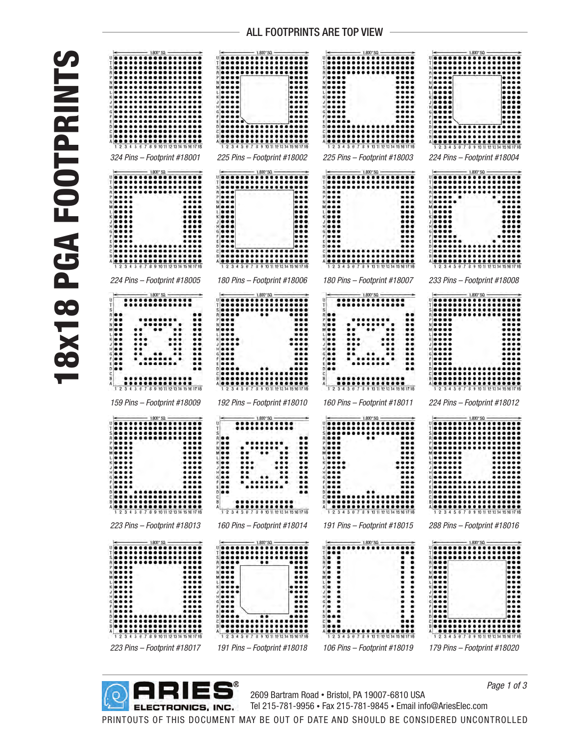# 18x18 PGA FOOTPRINTS

ALL FOOTPRINTS ARE TOP VIEW

324 Pins – Footprint #18001

225 Pins – Footprint #18002

225 Pins – Footprint #18003

224 Pins – Footprint #18004

224 Pins – Footprint #18005

180 Pins – Footprint #18006

180 Pins – Footprint #18007

233 Pins – Footprint #18008

159 Pins – Footprint #18009

192 Pins – Footprint #18010

160 Pins – Footprint #18011

224 Pins – Footprint #18012

223 Pins – Footprint #18013

160 Pins – Footprint #18014

191 Pins – Footprint #18015

288 Pins – Footprint #18016

223 Pins – Footprint #18017

191 Pins – Footprint #18018

106 Pins – Footprint #18019

179 Pins – Footprint #18020

ARIES® ELECTRONICS, INC.

2609 Bartram Road • Bristol, PA 19007-6810 USA
Tel 215-781-9956 • Fax 215-781-9845 • Email info@AriesElec.com

PRINTOUTS OF THIS DOCUMENT MAY BE OUT OF DATE AND SHOULD BE CONSIDERED UNCONTROLLED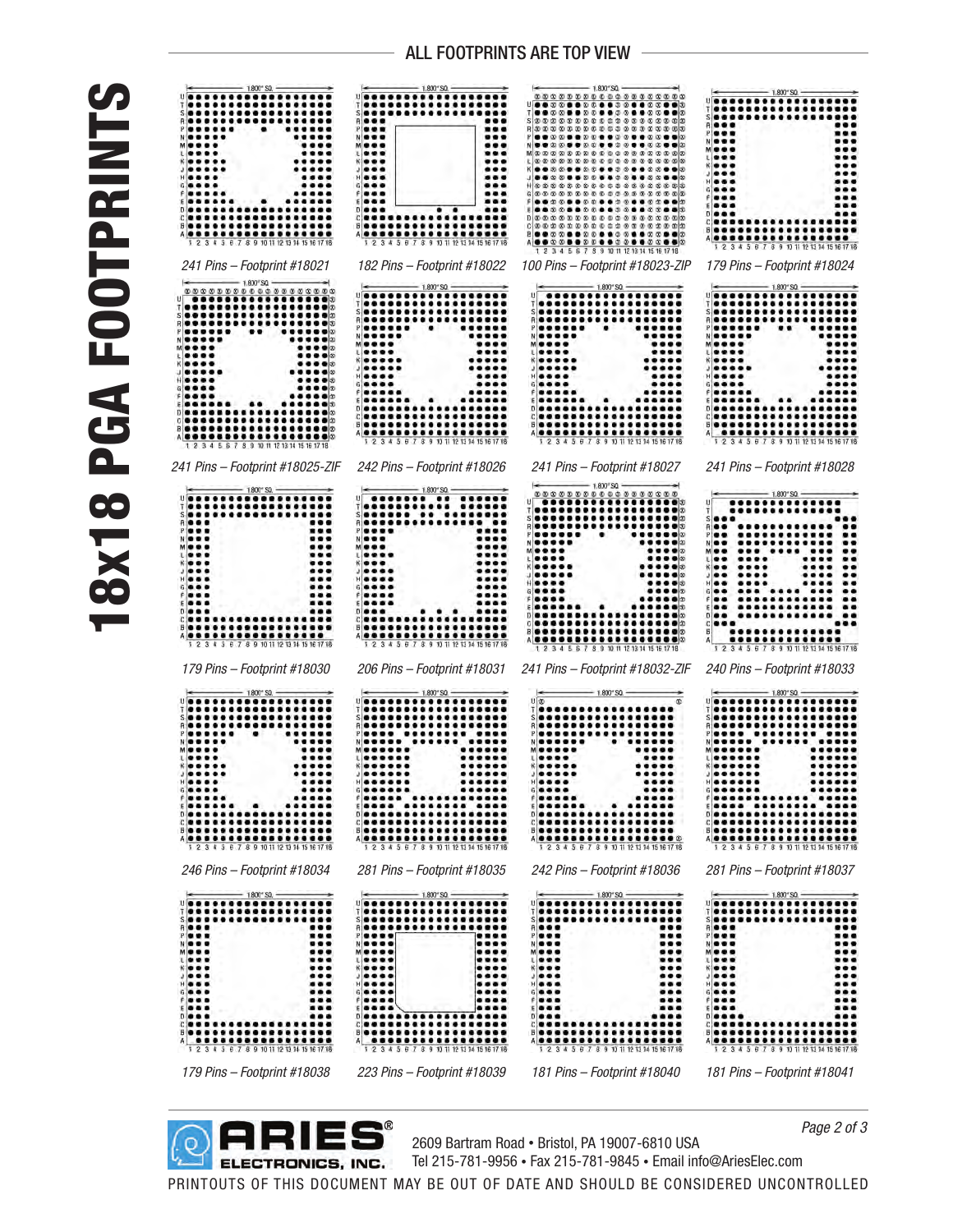# 18x18 PGA FOOTPRINTS

## ALL FOOTPRINTS ARE TOP VIEW

241 Pins – Footprint #18021

182 Pins – Footprint #18022

100 Pins – Footprint #18023-ZIP

179 Pins – Footprint #18024

241 Pins – Footprint #18025-ZIF

242 Pins – Footprint #18026

241 Pins – Footprint #18027

241 Pins – Footprint #18028

179 Pins – Footprint #18030

206 Pins – Footprint #18031

241 Pins – Footprint #18032-ZIF

240 Pins – Footprint #18033

246 Pins – Footprint #18034

281 Pins – Footprint #18035

242 Pins – Footprint #18036

281 Pins – Footprint #18037

179 Pins – Footprint #18038

223 Pins – Footprint #18039

181 Pins – Footprint #18040

181 Pins – Footprint #18041

ARIES® ELECTRONICS, INC.

2609 Bartram Road • Bristol, PA 19007-6810 USA
Tel 215-781-9956 • Fax 215-781-9845 • Email info@AriesElec.com

PRINTOUTS OF THIS DOCUMENT MAY BE OUT OF DATE AND SHOULD BE CONSIDERED UNCONTROLLED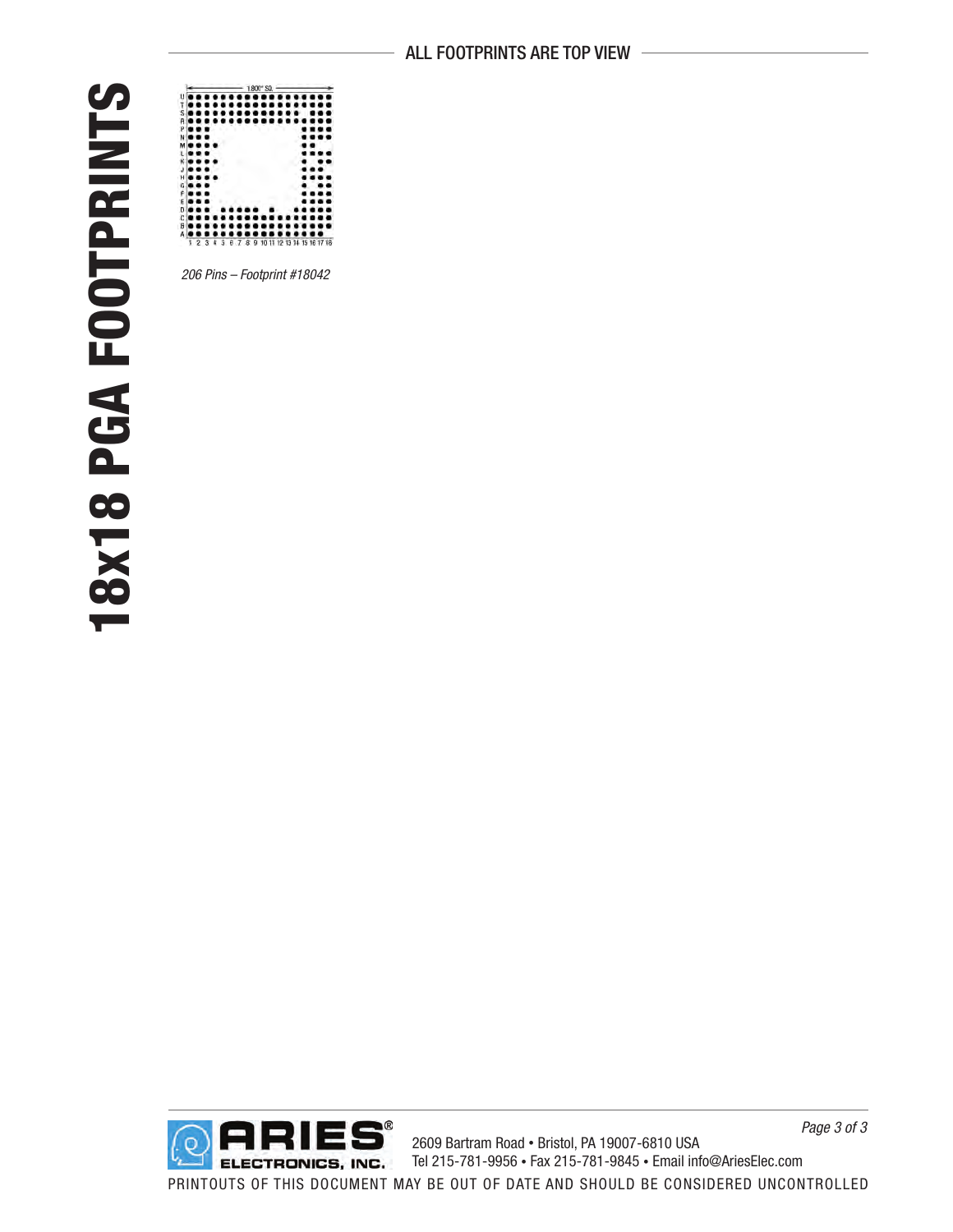# 18x18 PGA FOOTPRINTS

ALL FOOTPRINTS ARE TOP VIEW

1.800" SQ.

U
T
S
R
P
N
M
L
K
J
H
G
F
E
D
C
B
A

1 2 3 4 5 6 7 8 9 10 11 12 13 14 15 16 17 18

*206 Pins – Footprint #18042*

2609 Bartram Road • Bristol, PA 19007-6810 USA
Tel 215-781-9956 • Fax 215-781-9845 • Email info@AriesElec.com

PRINTOUTS OF THIS DOCUMENT MAY BE OUT OF DATE AND SHOULD BE CONSIDERED UNCONTROLLED